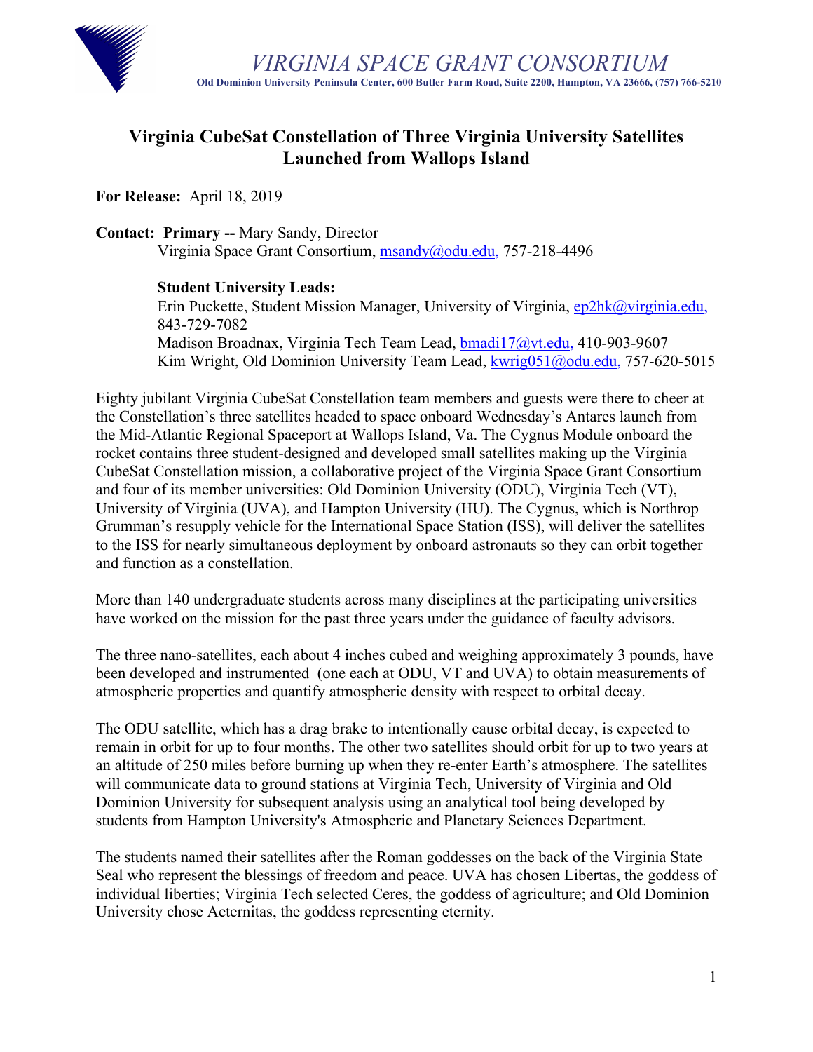# VIRGINIA SPACE GRANT CONSORTIUM

**Old Dominion University Peninsula Center, 600 Butler Farm Road, Suite 2200, Hampton, VA 23666, (757) 766-5210**

## Virginia CubeSat Constellation of Three Virginia University Satellites Launched from Wallops Island

**For Release:** April 18, 2019

**Contact: Primary --** Mary Sandy, Director
Virginia Space Grant Consortium, msandy@odu.edu, 757-218-4496

**Student University Leads:**
Erin Puckette, Student Mission Manager, University of Virginia, ep2hk@virginia.edu, 843-729-7082
Madison Broadnax, Virginia Tech Team Lead, bmadi17@vt.edu, 410-903-9607
Kim Wright, Old Dominion University Team Lead, kwrig051@odu.edu, 757-620-5015

Eighty jubilant Virginia CubeSat Constellation team members and guests were there to cheer at the Constellation's three satellites headed to space onboard Wednesday's Antares launch from the Mid-Atlantic Regional Spaceport at Wallops Island, Va. The Cygnus Module onboard the rocket contains three student-designed and developed small satellites making up the Virginia CubeSat Constellation mission, a collaborative project of the Virginia Space Grant Consortium and four of its member universities: Old Dominion University (ODU), Virginia Tech (VT), University of Virginia (UVA), and Hampton University (HU). The Cygnus, which is Northrop Grumman's resupply vehicle for the International Space Station (ISS), will deliver the satellites to the ISS for nearly simultaneous deployment by onboard astronauts so they can orbit together and function as a constellation.

More than 140 undergraduate students across many disciplines at the participating universities have worked on the mission for the past three years under the guidance of faculty advisors.

The three nano-satellites, each about 4 inches cubed and weighing approximately 3 pounds, have been developed and instrumented (one each at ODU, VT and UVA) to obtain measurements of atmospheric properties and quantify atmospheric density with respect to orbital decay.

The ODU satellite, which has a drag brake to intentionally cause orbital decay, is expected to remain in orbit for up to four months. The other two satellites should orbit for up to two years at an altitude of 250 miles before burning up when they re-enter Earth's atmosphere. The satellites will communicate data to ground stations at Virginia Tech, University of Virginia and Old Dominion University for subsequent analysis using an analytical tool being developed by students from Hampton University's Atmospheric and Planetary Sciences Department.

The students named their satellites after the Roman goddesses on the back of the Virginia State Seal who represent the blessings of freedom and peace. UVA has chosen Libertas, the goddess of individual liberties; Virginia Tech selected Ceres, the goddess of agriculture; and Old Dominion University chose Aeternitas, the goddess representing eternity.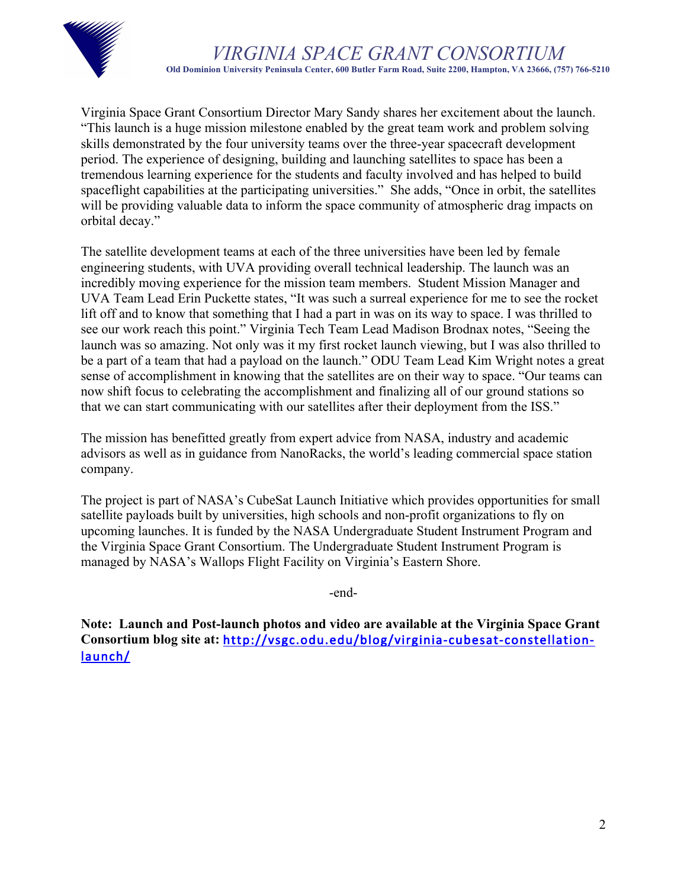Virginia Space Grant Consortium Director Mary Sandy shares her excitement about the launch. "This launch is a huge mission milestone enabled by the great team work and problem solving skills demonstrated by the four university teams over the three-year spacecraft development period. The experience of designing, building and launching satellites to space has been a tremendous learning experience for the students and faculty involved and has helped to build spaceflight capabilities at the participating universities." She adds, "Once in orbit, the satellites will be providing valuable data to inform the space community of atmospheric drag impacts on orbital decay."

The satellite development teams at each of the three universities have been led by female engineering students, with UVA providing overall technical leadership. The launch was an incredibly moving experience for the mission team members. Student Mission Manager and UVA Team Lead Erin Puckette states, "It was such a surreal experience for me to see the rocket lift off and to know that something that I had a part in was on its way to space. I was thrilled to see our work reach this point." Virginia Tech Team Lead Madison Brodnax notes, "Seeing the launch was so amazing. Not only was it my first rocket launch viewing, but I was also thrilled to be a part of a team that had a payload on the launch." ODU Team Lead Kim Wright notes a great sense of accomplishment in knowing that the satellites are on their way to space. "Our teams can now shift focus to celebrating the accomplishment and finalizing all of our ground stations so that we can start communicating with our satellites after their deployment from the ISS."

The mission has benefitted greatly from expert advice from NASA, industry and academic advisors as well as in guidance from NanoRacks, the world's leading commercial space station company.

The project is part of NASA's CubeSat Launch Initiative which provides opportunities for small satellite payloads built by universities, high schools and non-profit organizations to fly on upcoming launches. It is funded by the NASA Undergraduate Student Instrument Program and the Virginia Space Grant Consortium. The Undergraduate Student Instrument Program is managed by NASA's Wallops Flight Facility on Virginia's Eastern Shore.

-end-

**Note: Launch and Post-launch photos and video are available at the Virginia Space Grant Consortium blog site at:** http://vsgc.odu.edu/blog/virginia-cubesat-constellation-launch/